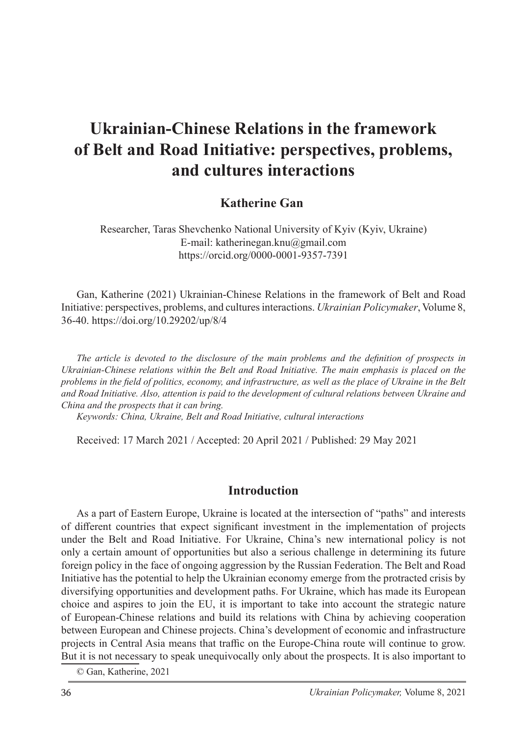# Ukrainian-Chinese Relations in the framework of Belt and Road Initiative: perspectives, problems, and cultures interactions

**Katherine Gan**

Researcher, Taras Shevchenko National University of Kyiv (Kyiv, Ukraine)
E-mail: katherinegan.knu@gmail.com
https://orcid.org/0000-0001-9357-7391

Gan, Katherine (2021) Ukrainian-Chinese Relations in the framework of Belt and Road Initiative: perspectives, problems, and cultures interactions. *Ukrainian Policymaker*, Volume 8, 36-40. https://doi.org/10.29202/up/8/4

*The article is devoted to the disclosure of the main problems and the definition of prospects in Ukrainian-Chinese relations within the Belt and Road Initiative. The main emphasis is placed on the problems in the field of politics, economy, and infrastructure, as well as the place of Ukraine in the Belt and Road Initiative. Also, attention is paid to the development of cultural relations between Ukraine and China and the prospects that it can bring.*

*Keywords: China, Ukraine, Belt and Road Initiative, cultural interactions*

Received: 17 March 2021 / Accepted: 20 April 2021 / Published: 29 May 2021

## Introduction

As a part of Eastern Europe, Ukraine is located at the intersection of "paths" and interests of different countries that expect significant investment in the implementation of projects under the Belt and Road Initiative. For Ukraine, China's new international policy is not only a certain amount of opportunities but also a serious challenge in determining its future foreign policy in the face of ongoing aggression by the Russian Federation. The Belt and Road Initiative has the potential to help the Ukrainian economy emerge from the protracted crisis by diversifying opportunities and development paths. For Ukraine, which has made its European choice and aspires to join the EU, it is important to take into account the strategic nature of European-Chinese relations and build its relations with China by achieving cooperation between European and Chinese projects. China's development of economic and infrastructure projects in Central Asia means that traffic on the Europe-China route will continue to grow. But it is not necessary to speak unequivocally only about the prospects. It is also important to

© Gan, Katherine, 2021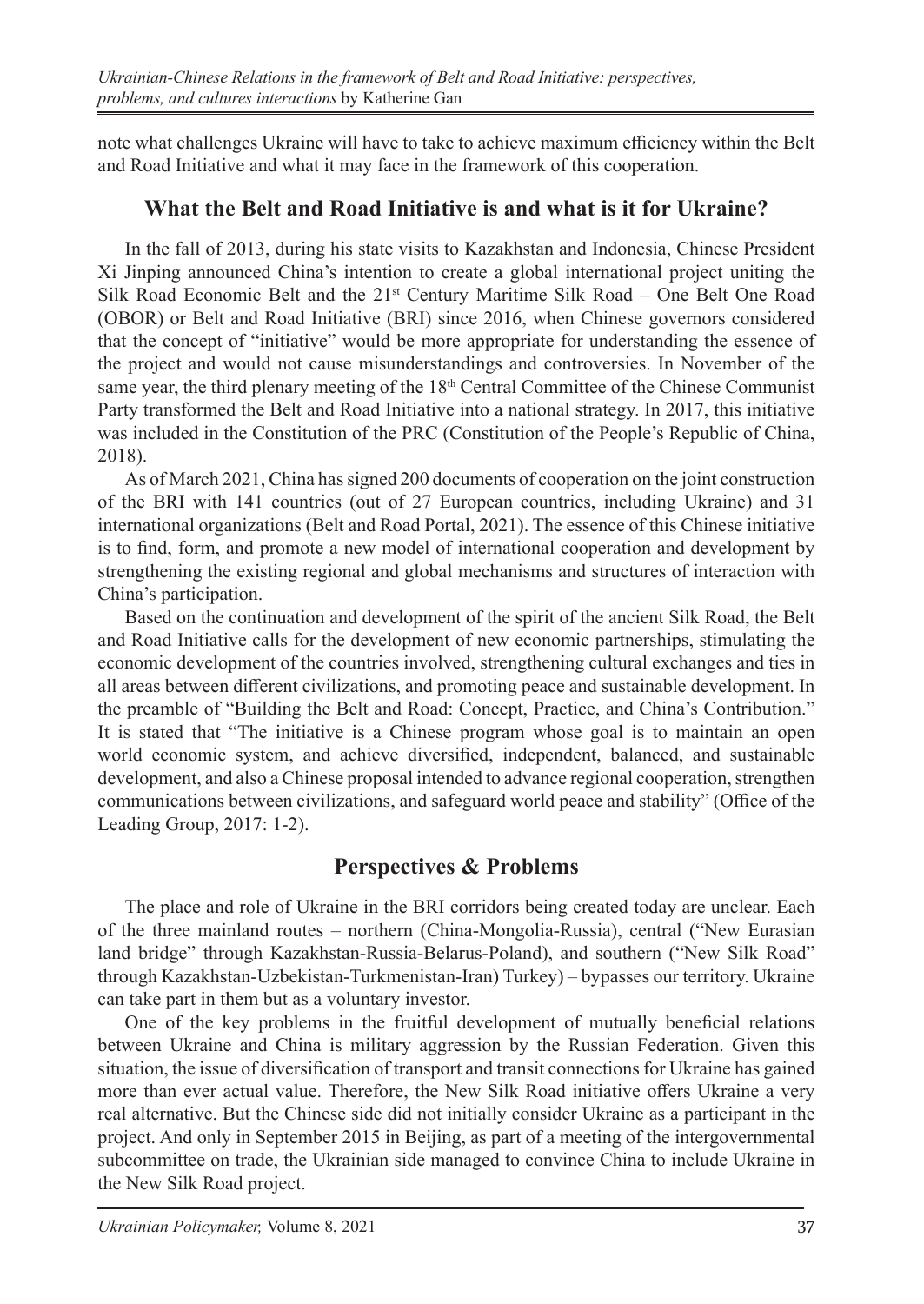note what challenges Ukraine will have to take to achieve maximum efficiency within the Belt and Road Initiative and what it may face in the framework of this cooperation.

## What the Belt and Road Initiative is and what is it for Ukraine?

In the fall of 2013, during his state visits to Kazakhstan and Indonesia, Chinese President Xi Jinping announced China's intention to create a global international project uniting the Silk Road Economic Belt and the 21st Century Maritime Silk Road – One Belt One Road (OBOR) or Belt and Road Initiative (BRI) since 2016, when Chinese governors considered that the concept of "initiative" would be more appropriate for understanding the essence of the project and would not cause misunderstandings and controversies. In November of the same year, the third plenary meeting of the 18th Central Committee of the Chinese Communist Party transformed the Belt and Road Initiative into a national strategy. In 2017, this initiative was included in the Constitution of the PRC (Constitution of the People's Republic of China, 2018).

As of March 2021, China has signed 200 documents of cooperation on the joint construction of the BRI with 141 countries (out of 27 European countries, including Ukraine) and 31 international organizations (Belt and Road Portal, 2021). The essence of this Chinese initiative is to find, form, and promote a new model of international cooperation and development by strengthening the existing regional and global mechanisms and structures of interaction with China's participation.

Based on the continuation and development of the spirit of the ancient Silk Road, the Belt and Road Initiative calls for the development of new economic partnerships, stimulating the economic development of the countries involved, strengthening cultural exchanges and ties in all areas between different civilizations, and promoting peace and sustainable development. In the preamble of "Building the Belt and Road: Concept, Practice, and China's Contribution." It is stated that "The initiative is a Chinese program whose goal is to maintain an open world economic system, and achieve diversified, independent, balanced, and sustainable development, and also a Chinese proposal intended to advance regional cooperation, strengthen communications between civilizations, and safeguard world peace and stability" (Office of the Leading Group, 2017: 1-2).

## Perspectives & Problems

The place and role of Ukraine in the BRI corridors being created today are unclear. Each of the three mainland routes – northern (China-Mongolia-Russia), central ("New Eurasian land bridge" through Kazakhstan-Russia-Belarus-Poland), and southern ("New Silk Road" through Kazakhstan-Uzbekistan-Turkmenistan-Iran) Turkey) – bypasses our territory. Ukraine can take part in them but as a voluntary investor.

One of the key problems in the fruitful development of mutually beneficial relations between Ukraine and China is military aggression by the Russian Federation. Given this situation, the issue of diversification of transport and transit connections for Ukraine has gained more than ever actual value. Therefore, the New Silk Road initiative offers Ukraine a very real alternative. But the Chinese side did not initially consider Ukraine as a participant in the project. And only in September 2015 in Beijing, as part of a meeting of the intergovernmental subcommittee on trade, the Ukrainian side managed to convince China to include Ukraine in the New Silk Road project.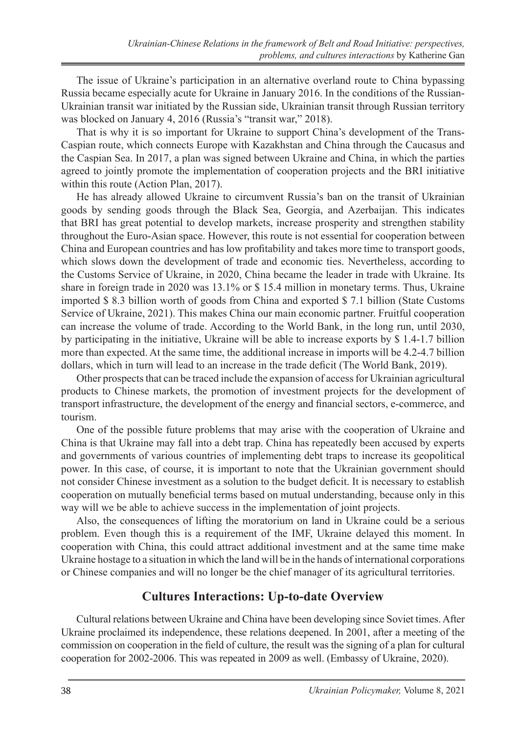The issue of Ukraine's participation in an alternative overland route to China bypassing Russia became especially acute for Ukraine in January 2016. In the conditions of the Russian-Ukrainian transit war initiated by the Russian side, Ukrainian transit through Russian territory was blocked on January 4, 2016 (Russia's "transit war," 2018).

That is why it is so important for Ukraine to support China's development of the Trans-Caspian route, which connects Europe with Kazakhstan and China through the Caucasus and the Caspian Sea. In 2017, a plan was signed between Ukraine and China, in which the parties agreed to jointly promote the implementation of cooperation projects and the BRI initiative within this route (Action Plan, 2017).

He has already allowed Ukraine to circumvent Russia's ban on the transit of Ukrainian goods by sending goods through the Black Sea, Georgia, and Azerbaijan. This indicates that BRI has great potential to develop markets, increase prosperity and strengthen stability throughout the Euro-Asian space. However, this route is not essential for cooperation between China and European countries and has low profitability and takes more time to transport goods, which slows down the development of trade and economic ties. Nevertheless, according to the Customs Service of Ukraine, in 2020, China became the leader in trade with Ukraine. Its share in foreign trade in 2020 was 13.1% or $ 15.4 million in monetary terms. Thus, Ukraine imported $ 8.3 billion worth of goods from China and exported $ 7.1 billion (State Customs Service of Ukraine, 2021). This makes China our main economic partner. Fruitful cooperation can increase the volume of trade. According to the World Bank, in the long run, until 2030, by participating in the initiative, Ukraine will be able to increase exports by $ 1.4-1.7 billion more than expected. At the same time, the additional increase in imports will be 4.2-4.7 billion dollars, which in turn will lead to an increase in the trade deficit (The World Bank, 2019).

Other prospects that can be traced include the expansion of access for Ukrainian agricultural products to Chinese markets, the promotion of investment projects for the development of transport infrastructure, the development of the energy and financial sectors, e-commerce, and tourism.

One of the possible future problems that may arise with the cooperation of Ukraine and China is that Ukraine may fall into a debt trap. China has repeatedly been accused by experts and governments of various countries of implementing debt traps to increase its geopolitical power. In this case, of course, it is important to note that the Ukrainian government should not consider Chinese investment as a solution to the budget deficit. It is necessary to establish cooperation on mutually beneficial terms based on mutual understanding, because only in this way will we be able to achieve success in the implementation of joint projects.

Also, the consequences of lifting the moratorium on land in Ukraine could be a serious problem. Even though this is a requirement of the IMF, Ukraine delayed this moment. In cooperation with China, this could attract additional investment and at the same time make Ukraine hostage to a situation in which the land will be in the hands of international corporations or Chinese companies and will no longer be the chief manager of its agricultural territories.

## Cultures Interactions: Up-to-date Overview

Cultural relations between Ukraine and China have been developing since Soviet times. After Ukraine proclaimed its independence, these relations deepened. In 2001, after a meeting of the commission on cooperation in the field of culture, the result was the signing of a plan for cultural cooperation for 2002-2006. This was repeated in 2009 as well. (Embassy of Ukraine, 2020).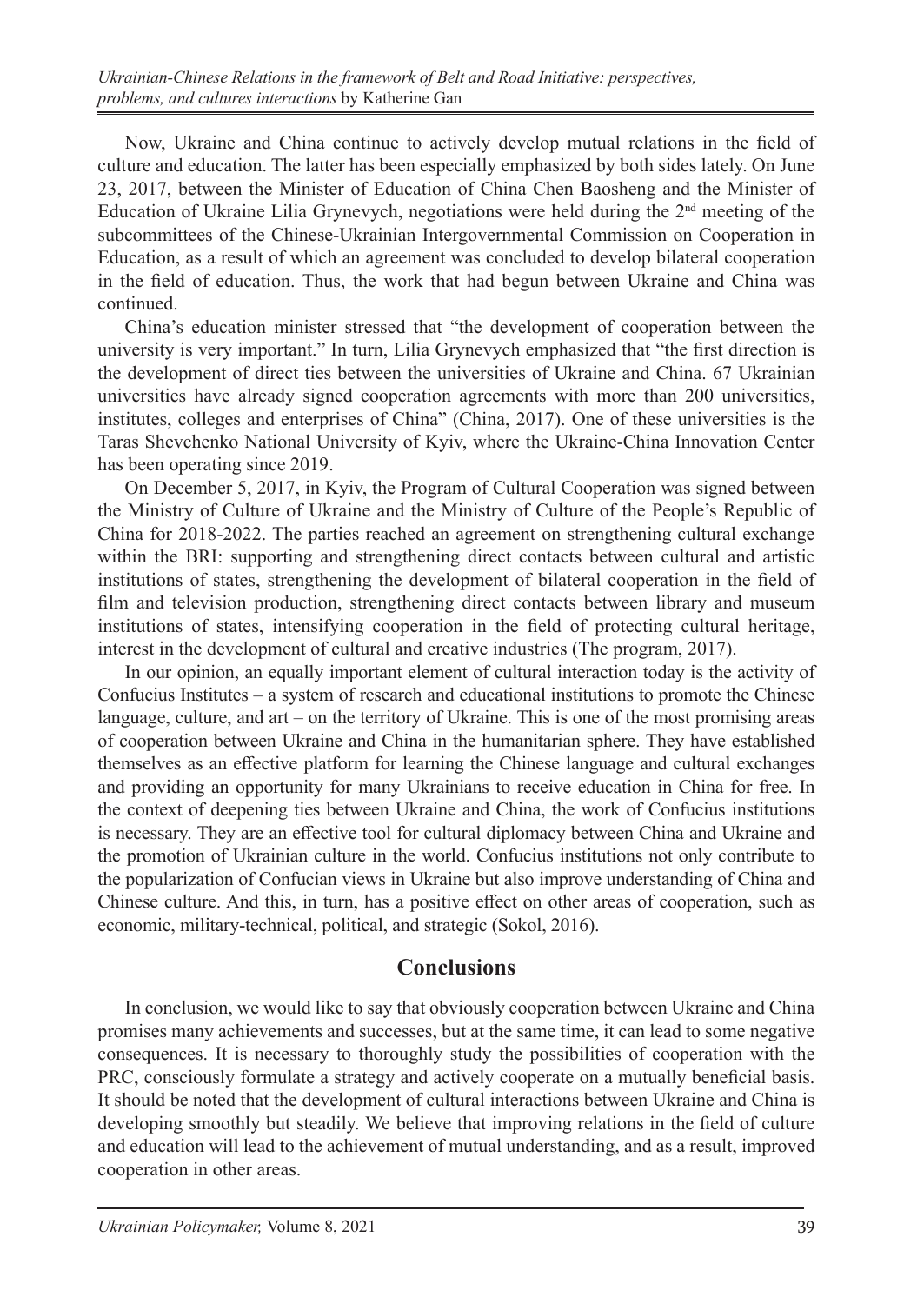Now, Ukraine and China continue to actively develop mutual relations in the field of culture and education. The latter has been especially emphasized by both sides lately. On June 23, 2017, between the Minister of Education of China Chen Baosheng and the Minister of Education of Ukraine Lilia Grynevych, negotiations were held during the 2nd meeting of the subcommittees of the Chinese-Ukrainian Intergovernmental Commission on Cooperation in Education, as a result of which an agreement was concluded to develop bilateral cooperation in the field of education. Thus, the work that had begun between Ukraine and China was continued.

China's education minister stressed that "the development of cooperation between the university is very important." In turn, Lilia Grynevych emphasized that "the first direction is the development of direct ties between the universities of Ukraine and China. 67 Ukrainian universities have already signed cooperation agreements with more than 200 universities, institutes, colleges and enterprises of China" (China, 2017). One of these universities is the Taras Shevchenko National University of Kyiv, where the Ukraine-China Innovation Center has been operating since 2019.

On December 5, 2017, in Kyiv, the Program of Cultural Cooperation was signed between the Ministry of Culture of Ukraine and the Ministry of Culture of the People's Republic of China for 2018-2022. The parties reached an agreement on strengthening cultural exchange within the BRI: supporting and strengthening direct contacts between cultural and artistic institutions of states, strengthening the development of bilateral cooperation in the field of film and television production, strengthening direct contacts between library and museum institutions of states, intensifying cooperation in the field of protecting cultural heritage, interest in the development of cultural and creative industries (The program, 2017).

In our opinion, an equally important element of cultural interaction today is the activity of Confucius Institutes – a system of research and educational institutions to promote the Chinese language, culture, and art – on the territory of Ukraine. This is one of the most promising areas of cooperation between Ukraine and China in the humanitarian sphere. They have established themselves as an effective platform for learning the Chinese language and cultural exchanges and providing an opportunity for many Ukrainians to receive education in China for free. In the context of deepening ties between Ukraine and China, the work of Confucius institutions is necessary. They are an effective tool for cultural diplomacy between China and Ukraine and the promotion of Ukrainian culture in the world. Confucius institutions not only contribute to the popularization of Confucian views in Ukraine but also improve understanding of China and Chinese culture. And this, in turn, has a positive effect on other areas of cooperation, such as economic, military-technical, political, and strategic (Sokol, 2016).

## Conclusions

In conclusion, we would like to say that obviously cooperation between Ukraine and China promises many achievements and successes, but at the same time, it can lead to some negative consequences. It is necessary to thoroughly study the possibilities of cooperation with the PRC, consciously formulate a strategy and actively cooperate on a mutually beneficial basis. It should be noted that the development of cultural interactions between Ukraine and China is developing smoothly but steadily. We believe that improving relations in the field of culture and education will lead to the achievement of mutual understanding, and as a result, improved cooperation in other areas.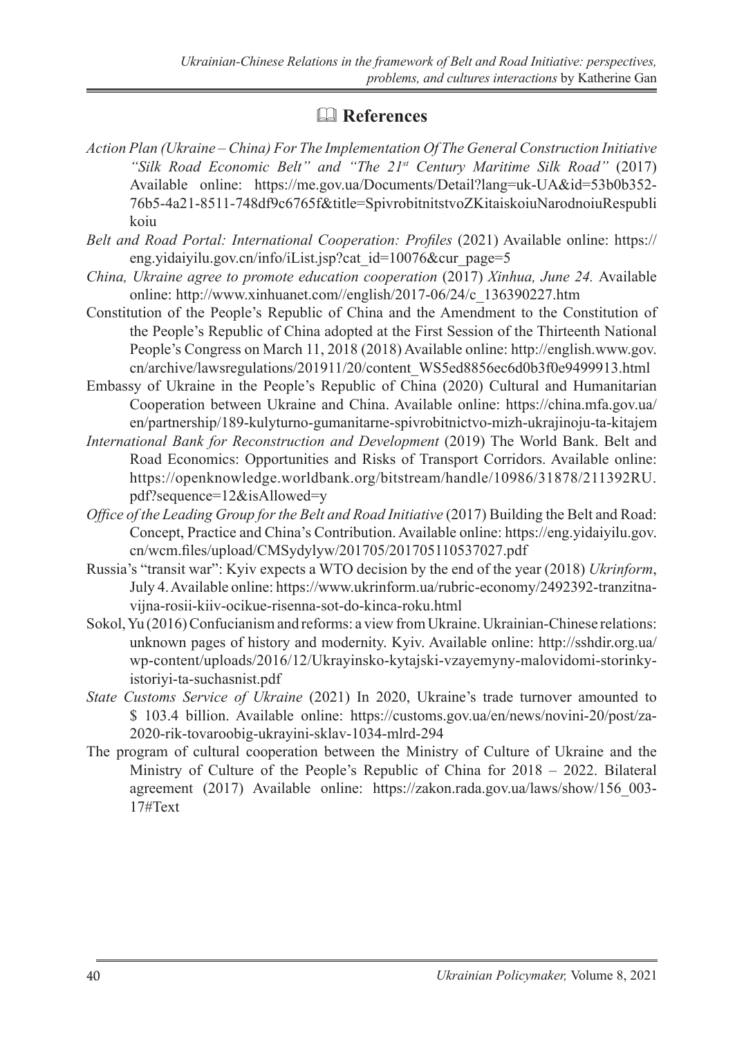## References

*Action Plan (Ukraine – China) For The Implementation Of The General Construction Initiative "Silk Road Economic Belt" and "The 21st Century Maritime Silk Road"* (2017) Available online: https://me.gov.ua/Documents/Detail?lang=uk-UA&id=53b0b352-76b5-4a21-8511-748df9c6765f&title=SpivrobitnitstvoZKitaiskoiuNarodnoiuRespublikoiu

*Belt and Road Portal: International Cooperation: Profiles* (2021) Available online: https://eng.yidaiyilu.gov.cn/info/iList.jsp?cat_id=10076&cur_page=5

*China, Ukraine agree to promote education cooperation* (2017) *Xinhua, June 24.* Available online: http://www.xinhuanet.com//english/2017-06/24/c_136390227.htm

Constitution of the People's Republic of China and the Amendment to the Constitution of the People's Republic of China adopted at the First Session of the Thirteenth National People's Congress on March 11, 2018 (2018) Available online: http://english.www.gov.cn/archive/lawsregulations/201911/20/content_WS5ed8856ec6d0b3f0e9499913.html

Embassy of Ukraine in the People's Republic of China (2020) Cultural and Humanitarian Cooperation between Ukraine and China. Available online: https://china.mfa.gov.ua/en/partnership/189-kulyturno-gumanitarne-spivrobitnictvo-mizh-ukrajinoju-ta-kitajem

*International Bank for Reconstruction and Development* (2019) The World Bank. Belt and Road Economics: Opportunities and Risks of Transport Corridors. Available online: https://openknowledge.worldbank.org/bitstream/handle/10986/31878/211392RU.pdf?sequence=12&isAllowed=y

*Office of the Leading Group for the Belt and Road Initiative* (2017) Building the Belt and Road: Concept, Practice and China's Contribution. Available online: https://eng.yidaiyilu.gov.cn/wcm.files/upload/CMSydylyw/201705/201705110537027.pdf

Russia's "transit war": Kyiv expects a WTO decision by the end of the year (2018) *Ukrinform*, July 4. Available online: https://www.ukrinform.ua/rubric-economy/2492392-tranzitna-vijna-rosii-kiiv-ocikue-risenna-sot-do-kinca-roku.html

Sokol, Yu (2016) Confucianism and reforms: a view from Ukraine. Ukrainian-Chinese relations: unknown pages of history and modernity. Kyiv. Available online: http://sshdir.org.ua/wp-content/uploads/2016/12/Ukrayinsko-kytajski-vzayemyny-malovidomi-storinky-istoriyi-ta-suchasnist.pdf

*State Customs Service of Ukraine* (2021) In 2020, Ukraine's trade turnover amounted to $ 103.4 billion. Available online: https://customs.gov.ua/en/news/novini-20/post/za-2020-rik-tovaroobig-ukrayini-sklav-1034-mlrd-294

The program of cultural cooperation between the Ministry of Culture of Ukraine and the Ministry of Culture of the People's Republic of China for 2018 – 2022. Bilateral agreement (2017) Available online: https://zakon.rada.gov.ua/laws/show/156_003-17#Text